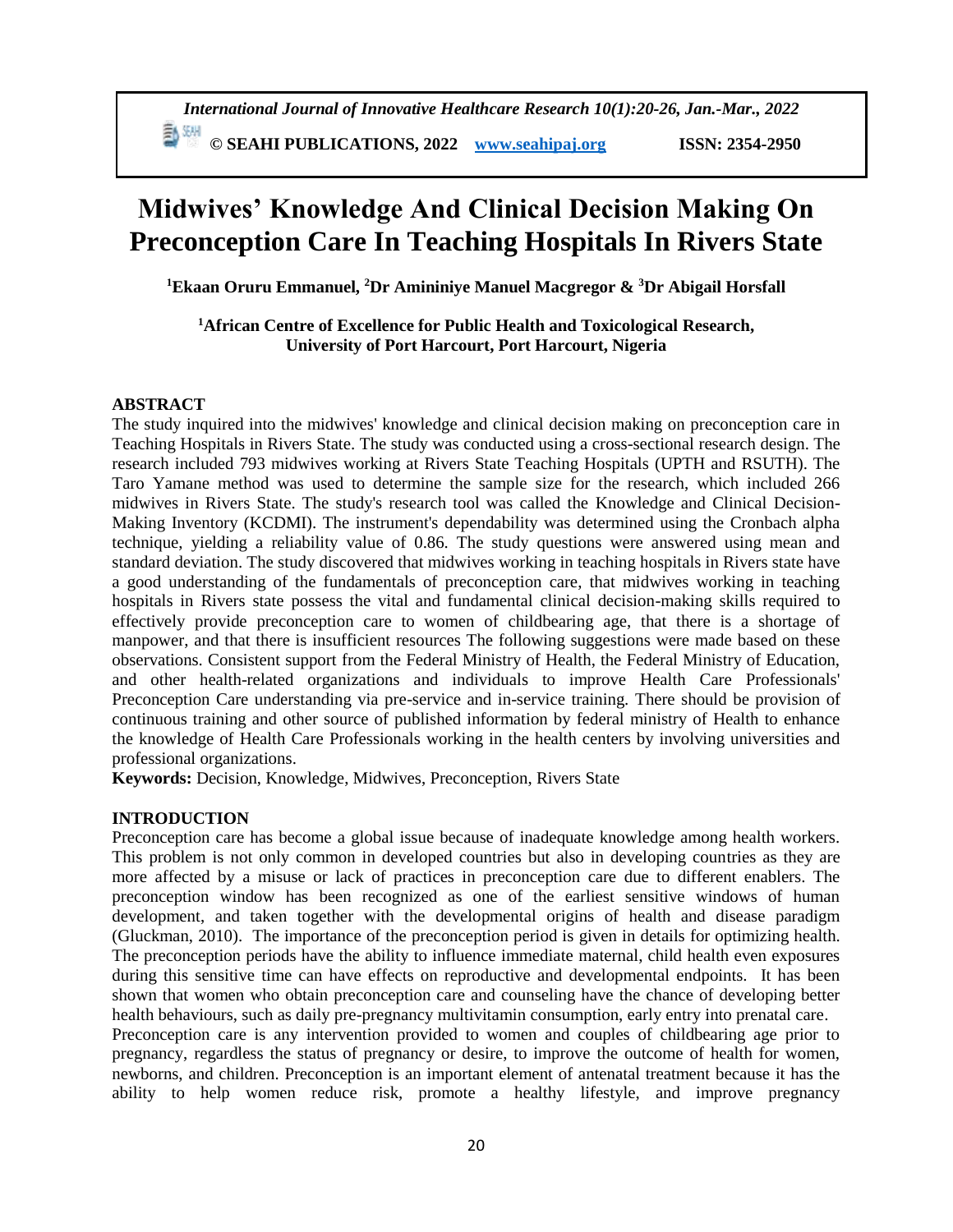# Midwives' Knowledge And Clinical Decision Making On Preconception Care In Teaching Hospitals In Rivers State

**[1]Ekaan Oruru Emmanuel, [2]Dr Amininiye Manuel Macgregor & [3]Dr Abigail Horsfall**

**[1]African Centre of Excellence for Public Health and Toxicological Research, University of Port Harcourt, Port Harcourt, Nigeria**

## ABSTRACT

The study inquired into the midwives' knowledge and clinical decision making on preconception care in Teaching Hospitals in Rivers State. The study was conducted using a cross-sectional research design. The research included 793 midwives working at Rivers State Teaching Hospitals (UPTH and RSUTH). The Taro Yamane method was used to determine the sample size for the research, which included 266 midwives in Rivers State. The study's research tool was called the Knowledge and Clinical Decision-Making Inventory (KCDMI). The instrument's dependability was determined using the Cronbach alpha technique, yielding a reliability value of 0.86. The study questions were answered using mean and standard deviation. The study discovered that midwives working in teaching hospitals in Rivers state have a good understanding of the fundamentals of preconception care, that midwives working in teaching hospitals in Rivers state possess the vital and fundamental clinical decision-making skills required to effectively provide preconception care to women of childbearing age, that there is a shortage of manpower, and that there is insufficient resources The following suggestions were made based on these observations. Consistent support from the Federal Ministry of Health, the Federal Ministry of Education, and other health-related organizations and individuals to improve Health Care Professionals' Preconception Care understanding via pre-service and in-service training. There should be provision of continuous training and other source of published information by federal ministry of Health to enhance the knowledge of Health Care Professionals working in the health centers by involving universities and professional organizations.

**Keywords:** Decision, Knowledge, Midwives, Preconception, Rivers State

## INTRODUCTION

Preconception care has become a global issue because of inadequate knowledge among health workers. This problem is not only common in developed countries but also in developing countries as they are more affected by a misuse or lack of practices in preconception care due to different enablers. The preconception window has been recognized as one of the earliest sensitive windows of human development, and taken together with the developmental origins of health and disease paradigm (Gluckman, 2010). The importance of the preconception period is given in details for optimizing health. The preconception periods have the ability to influence immediate maternal, child health even exposures during this sensitive time can have effects on reproductive and developmental endpoints. It has been shown that women who obtain preconception care and counseling have the chance of developing better health behaviours, such as daily pre-pregnancy multivitamin consumption, early entry into prenatal care.

Preconception care is any intervention provided to women and couples of childbearing age prior to pregnancy, regardless the status of pregnancy or desire, to improve the outcome of health for women, newborns, and children. Preconception is an important element of antenatal treatment because it has the ability to help women reduce risk, promote a healthy lifestyle, and improve pregnancy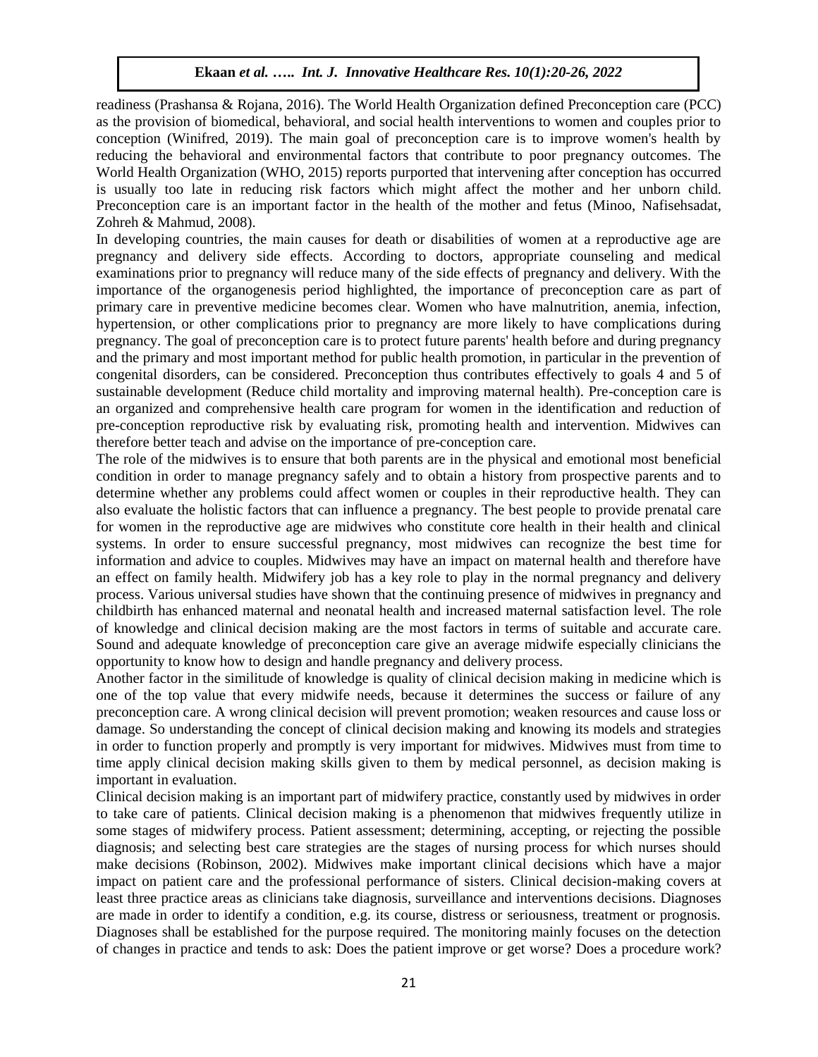readiness (Prashansa & Rojana, 2016). The World Health Organization defined Preconception care (PCC) as the provision of biomedical, behavioral, and social health interventions to women and couples prior to conception (Winifred, 2019). The main goal of preconception care is to improve women's health by reducing the behavioral and environmental factors that contribute to poor pregnancy outcomes. The World Health Organization (WHO, 2015) reports purported that intervening after conception has occurred is usually too late in reducing risk factors which might affect the mother and her unborn child. Preconception care is an important factor in the health of the mother and fetus (Minoo, Nafisehsadat, Zohreh & Mahmud, 2008).

In developing countries, the main causes for death or disabilities of women at a reproductive age are pregnancy and delivery side effects. According to doctors, appropriate counseling and medical examinations prior to pregnancy will reduce many of the side effects of pregnancy and delivery. With the importance of the organogenesis period highlighted, the importance of preconception care as part of primary care in preventive medicine becomes clear. Women who have malnutrition, anemia, infection, hypertension, or other complications prior to pregnancy are more likely to have complications during pregnancy. The goal of preconception care is to protect future parents' health before and during pregnancy and the primary and most important method for public health promotion, in particular in the prevention of congenital disorders, can be considered. Preconception thus contributes effectively to goals 4 and 5 of sustainable development (Reduce child mortality and improving maternal health). Pre-conception care is an organized and comprehensive health care program for women in the identification and reduction of pre-conception reproductive risk by evaluating risk, promoting health and intervention. Midwives can therefore better teach and advise on the importance of pre-conception care.

The role of the midwives is to ensure that both parents are in the physical and emotional most beneficial condition in order to manage pregnancy safely and to obtain a history from prospective parents and to determine whether any problems could affect women or couples in their reproductive health. They can also evaluate the holistic factors that can influence a pregnancy. The best people to provide prenatal care for women in the reproductive age are midwives who constitute core health in their health and clinical systems. In order to ensure successful pregnancy, most midwives can recognize the best time for information and advice to couples. Midwives may have an impact on maternal health and therefore have an effect on family health. Midwifery job has a key role to play in the normal pregnancy and delivery process. Various universal studies have shown that the continuing presence of midwives in pregnancy and childbirth has enhanced maternal and neonatal health and increased maternal satisfaction level. The role of knowledge and clinical decision making are the most factors in terms of suitable and accurate care. Sound and adequate knowledge of preconception care give an average midwife especially clinicians the opportunity to know how to design and handle pregnancy and delivery process.

Another factor in the similitude of knowledge is quality of clinical decision making in medicine which is one of the top value that every midwife needs, because it determines the success or failure of any preconception care. A wrong clinical decision will prevent promotion; weaken resources and cause loss or damage. So understanding the concept of clinical decision making and knowing its models and strategies in order to function properly and promptly is very important for midwives. Midwives must from time to time apply clinical decision making skills given to them by medical personnel, as decision making is important in evaluation.

Clinical decision making is an important part of midwifery practice, constantly used by midwives in order to take care of patients. Clinical decision making is a phenomenon that midwives frequently utilize in some stages of midwifery process. Patient assessment; determining, accepting, or rejecting the possible diagnosis; and selecting best care strategies are the stages of nursing process for which nurses should make decisions (Robinson, 2002). Midwives make important clinical decisions which have a major impact on patient care and the professional performance of sisters. Clinical decision-making covers at least three practice areas as clinicians take diagnosis, surveillance and interventions decisions. Diagnoses are made in order to identify a condition, e.g. its course, distress or seriousness, treatment or prognosis. Diagnoses shall be established for the purpose required. The monitoring mainly focuses on the detection of changes in practice and tends to ask: Does the patient improve or get worse? Does a procedure work?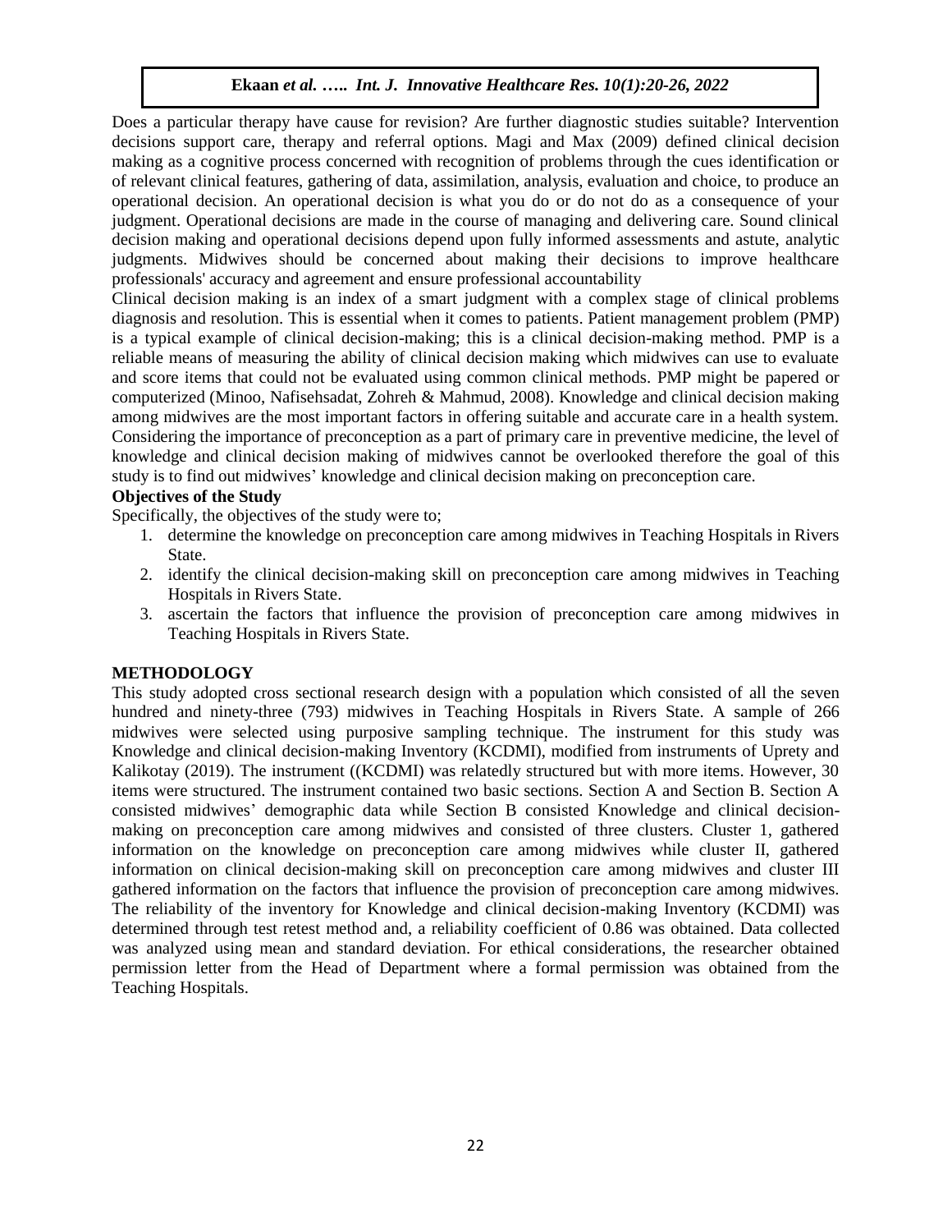Does a particular therapy have cause for revision? Are further diagnostic studies suitable? Intervention decisions support care, therapy and referral options. Magi and Max (2009) defined clinical decision making as a cognitive process concerned with recognition of problems through the cues identification or of relevant clinical features, gathering of data, assimilation, analysis, evaluation and choice, to produce an operational decision. An operational decision is what you do or do not do as a consequence of your judgment. Operational decisions are made in the course of managing and delivering care. Sound clinical decision making and operational decisions depend upon fully informed assessments and astute, analytic judgments. Midwives should be concerned about making their decisions to improve healthcare professionals' accuracy and agreement and ensure professional accountability

Clinical decision making is an index of a smart judgment with a complex stage of clinical problems diagnosis and resolution. This is essential when it comes to patients. Patient management problem (PMP) is a typical example of clinical decision-making; this is a clinical decision-making method. PMP is a reliable means of measuring the ability of clinical decision making which midwives can use to evaluate and score items that could not be evaluated using common clinical methods. PMP might be papered or computerized (Minoo, Nafisehsadat, Zohreh & Mahmud, 2008). Knowledge and clinical decision making among midwives are the most important factors in offering suitable and accurate care in a health system. Considering the importance of preconception as a part of primary care in preventive medicine, the level of knowledge and clinical decision making of midwives cannot be overlooked therefore the goal of this study is to find out midwives' knowledge and clinical decision making on preconception care.

**Objectives of the Study**

Specifically, the objectives of the study were to;

1. determine the knowledge on preconception care among midwives in Teaching Hospitals in Rivers State.
2. identify the clinical decision-making skill on preconception care among midwives in Teaching Hospitals in Rivers State.
3. ascertain the factors that influence the provision of preconception care among midwives in Teaching Hospitals in Rivers State.

## METHODOLOGY

This study adopted cross sectional research design with a population which consisted of all the seven hundred and ninety-three (793) midwives in Teaching Hospitals in Rivers State. A sample of 266 midwives were selected using purposive sampling technique. The instrument for this study was Knowledge and clinical decision-making Inventory (KCDMI), modified from instruments of Uprety and Kalikotay (2019). The instrument ((KCDMI) was relatedly structured but with more items. However, 30 items were structured. The instrument contained two basic sections. Section A and Section B. Section A consisted midwives' demographic data while Section B consisted Knowledge and clinical decision-making on preconception care among midwives and consisted of three clusters. Cluster 1, gathered information on the knowledge on preconception care among midwives while cluster II, gathered information on clinical decision-making skill on preconception care among midwives and cluster III gathered information on the factors that influence the provision of preconception care among midwives. The reliability of the inventory for Knowledge and clinical decision-making Inventory (KCDMI) was determined through test retest method and, a reliability coefficient of 0.86 was obtained. Data collected was analyzed using mean and standard deviation. For ethical considerations, the researcher obtained permission letter from the Head of Department where a formal permission was obtained from the Teaching Hospitals.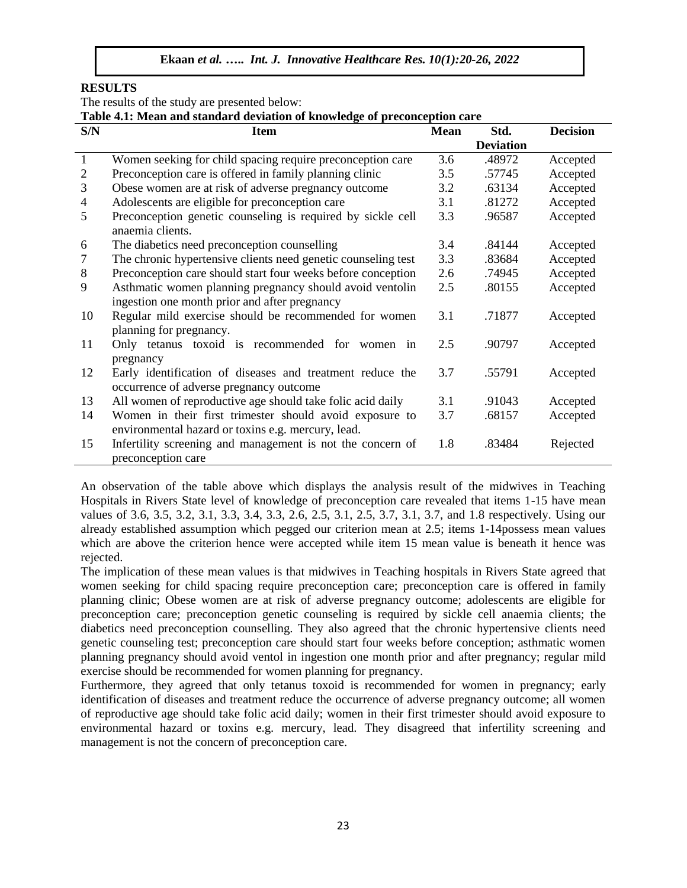**RESULTS**

The results of the study are presented below:

**Table 4.1: Mean and standard deviation of knowledge of preconception care**

| S/N | Item | Mean | Std. Deviation | Decision |
|---|---|---|---|---|
| 1 | Women seeking for child spacing require preconception care | 3.6 | .48972 | Accepted |
| 2 | Preconception care is offered in family planning clinic | 3.5 | .57745 | Accepted |
| 3 | Obese women are at risk of adverse pregnancy outcome | 3.2 | .63134 | Accepted |
| 4 | Adolescents are eligible for preconception care | 3.1 | .81272 | Accepted |
| 5 | Preconception genetic counseling is required by sickle cell anaemia clients. | 3.3 | .96587 | Accepted |
| 6 | The diabetics need preconception counselling | 3.4 | .84144 | Accepted |
| 7 | The chronic hypertensive clients need genetic counseling test | 3.3 | .83684 | Accepted |
| 8 | Preconception care should start four weeks before conception | 2.6 | .74945 | Accepted |
| 9 | Asthmatic women planning pregnancy should avoid ventolin ingestion one month prior and after pregnancy | 2.5 | .80155 | Accepted |
| 10 | Regular mild exercise should be recommended for women planning for pregnancy. | 3.1 | .71877 | Accepted |
| 11 | Only tetanus toxoid is recommended for women in pregnancy | 2.5 | .90797 | Accepted |
| 12 | Early identification of diseases and treatment reduce the occurrence of adverse pregnancy outcome | 3.7 | .55791 | Accepted |
| 13 | All women of reproductive age should take folic acid daily | 3.1 | .91043 | Accepted |
| 14 | Women in their first trimester should avoid exposure to environmental hazard or toxins e.g. mercury, lead. | 3.7 | .68157 | Accepted |
| 15 | Infertility screening and management is not the concern of preconception care | 1.8 | .83484 | Rejected |

An observation of the table above which displays the analysis result of the midwives in Teaching Hospitals in Rivers State level of knowledge of preconception care revealed that items 1-15 have mean values of 3.6, 3.5, 3.2, 3.1, 3.3, 3.4, 3.3, 2.6, 2.5, 3.1, 2.5, 3.7, 3.1, 3.7, and 1.8 respectively. Using our already established assumption which pegged our criterion mean at 2.5; items 1-14possess mean values which are above the criterion hence were accepted while item 15 mean value is beneath it hence was rejected.

The implication of these mean values is that midwives in Teaching hospitals in Rivers State agreed that women seeking for child spacing require preconception care; preconception care is offered in family planning clinic; Obese women are at risk of adverse pregnancy outcome; adolescents are eligible for preconception care; preconception genetic counseling is required by sickle cell anaemia clients; the diabetics need preconception counselling. They also agreed that the chronic hypertensive clients need genetic counseling test; preconception care should start four weeks before conception; asthmatic women planning pregnancy should avoid ventol in ingestion one month prior and after pregnancy; regular mild exercise should be recommended for women planning for pregnancy.

Furthermore, they agreed that only tetanus toxoid is recommended for women in pregnancy; early identification of diseases and treatment reduce the occurrence of adverse pregnancy outcome; all women of reproductive age should take folic acid daily; women in their first trimester should avoid exposure to environmental hazard or toxins e.g. mercury, lead. They disagreed that infertility screening and management is not the concern of preconception care.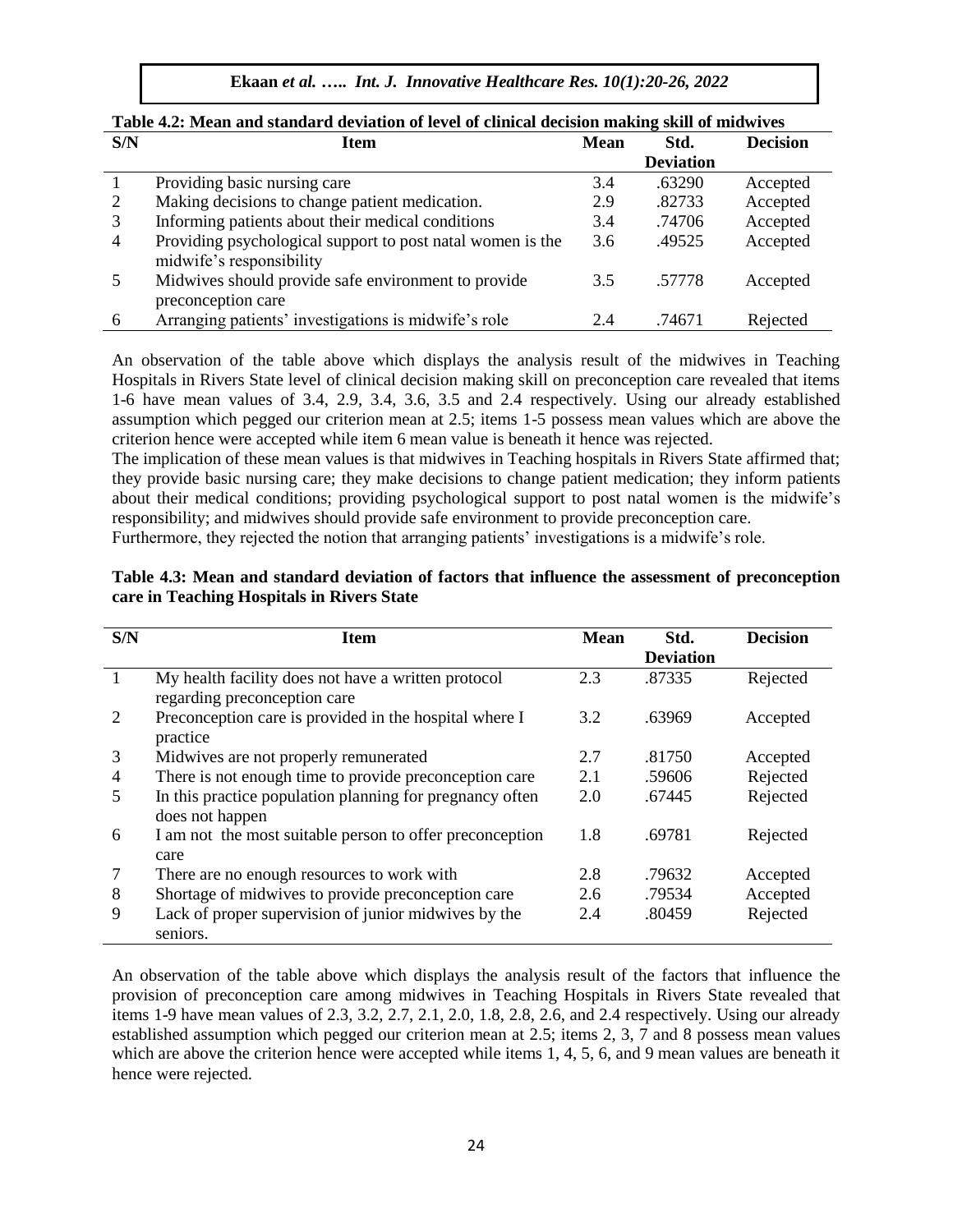**Table 4.2: Mean and standard deviation of level of clinical decision making skill of midwives**

| S/N | Item | Mean | Std. Deviation | Decision |
|---|---|---|---|---|
| 1 | Providing basic nursing care | 3.4 | .63290 | Accepted |
| 2 | Making decisions to change patient medication. | 2.9 | .82733 | Accepted |
| 3 | Informing patients about their medical conditions | 3.4 | .74706 | Accepted |
| 4 | Providing psychological support to post natal women is the midwife's responsibility | 3.6 | .49525 | Accepted |
| 5 | Midwives should provide safe environment to provide preconception care | 3.5 | .57778 | Accepted |
| 6 | Arranging patients' investigations is midwife's role | 2.4 | .74671 | Rejected |

An observation of the table above which displays the analysis result of the midwives in Teaching Hospitals in Rivers State level of clinical decision making skill on preconception care revealed that items 1-6 have mean values of 3.4, 2.9, 3.4, 3.6, 3.5 and 2.4 respectively. Using our already established assumption which pegged our criterion mean at 2.5; items 1-5 possess mean values which are above the criterion hence were accepted while item 6 mean value is beneath it hence was rejected.

The implication of these mean values is that midwives in Teaching hospitals in Rivers State affirmed that; they provide basic nursing care; they make decisions to change patient medication; they inform patients about their medical conditions; providing psychological support to post natal women is the midwife's responsibility; and midwives should provide safe environment to provide preconception care.

Furthermore, they rejected the notion that arranging patients' investigations is a midwife's role.

**Table 4.3: Mean and standard deviation of factors that influence the assessment of preconception care in Teaching Hospitals in Rivers State**

| S/N | Item | Mean | Std. Deviation | Decision |
|---|---|---|---|---|
| 1 | My health facility does not have a written protocol regarding preconception care | 2.3 | .87335 | Rejected |
| 2 | Preconception care is provided in the hospital where I practice | 3.2 | .63969 | Accepted |
| 3 | Midwives are not properly remunerated | 2.7 | .81750 | Accepted |
| 4 | There is not enough time to provide preconception care | 2.1 | .59606 | Rejected |
| 5 | In this practice population planning for pregnancy often does not happen | 2.0 | .67445 | Rejected |
| 6 | I am not the most suitable person to offer preconception care | 1.8 | .69781 | Rejected |
| 7 | There are no enough resources to work with | 2.8 | .79632 | Accepted |
| 8 | Shortage of midwives to provide preconception care | 2.6 | .79534 | Accepted |
| 9 | Lack of proper supervision of junior midwives by the seniors. | 2.4 | .80459 | Rejected |

An observation of the table above which displays the analysis result of the factors that influence the provision of preconception care among midwives in Teaching Hospitals in Rivers State revealed that items 1-9 have mean values of 2.3, 3.2, 2.7, 2.1, 2.0, 1.8, 2.8, 2.6, and 2.4 respectively. Using our already established assumption which pegged our criterion mean at 2.5; items 2, 3, 7 and 8 possess mean values which are above the criterion hence were accepted while items 1, 4, 5, 6, and 9 mean values are beneath it hence were rejected.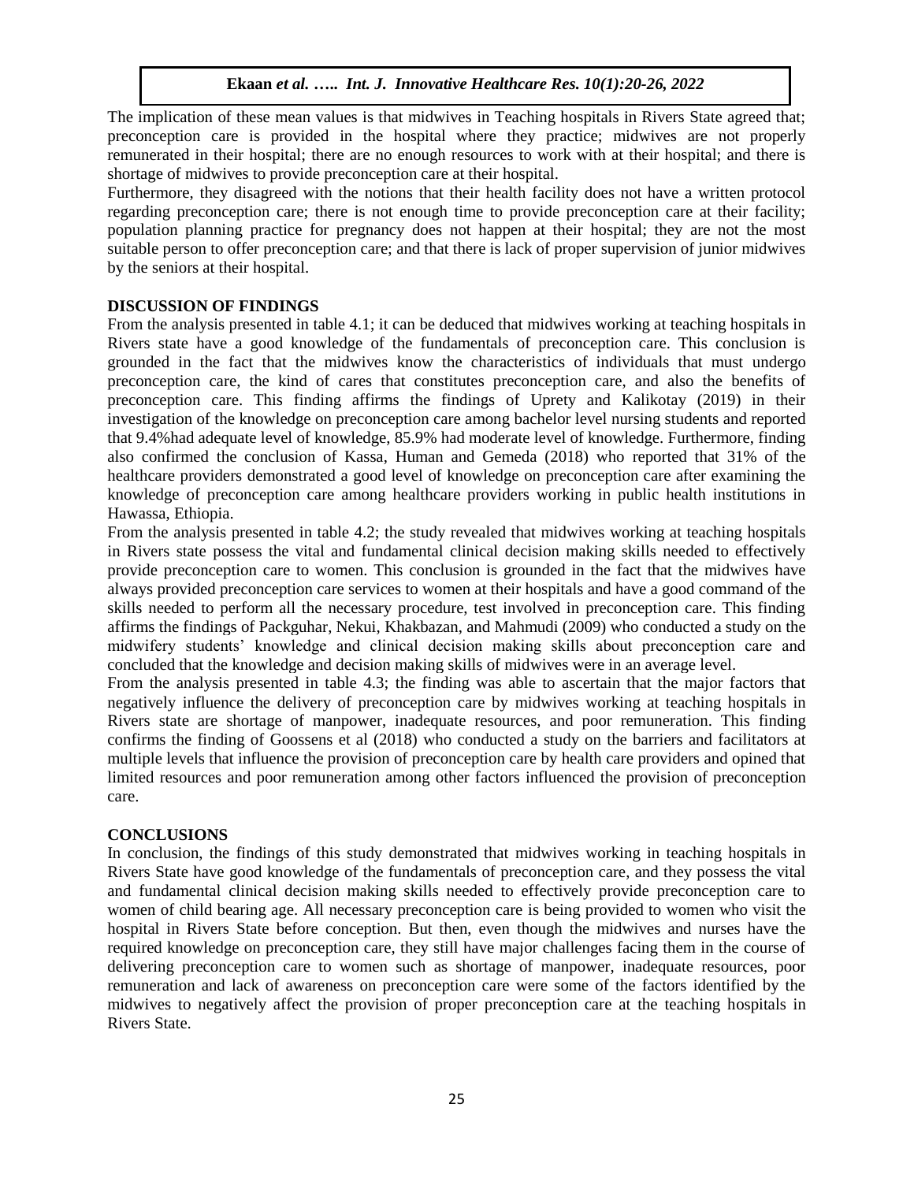The implication of these mean values is that midwives in Teaching hospitals in Rivers State agreed that; preconception care is provided in the hospital where they practice; midwives are not properly remunerated in their hospital; there are no enough resources to work with at their hospital; and there is shortage of midwives to provide preconception care at their hospital.

Furthermore, they disagreed with the notions that their health facility does not have a written protocol regarding preconception care; there is not enough time to provide preconception care at their facility; population planning practice for pregnancy does not happen at their hospital; they are not the most suitable person to offer preconception care; and that there is lack of proper supervision of junior midwives by the seniors at their hospital.

## DISCUSSION OF FINDINGS

From the analysis presented in table 4.1; it can be deduced that midwives working at teaching hospitals in Rivers state have a good knowledge of the fundamentals of preconception care. This conclusion is grounded in the fact that the midwives know the characteristics of individuals that must undergo preconception care, the kind of cares that constitutes preconception care, and also the benefits of preconception care. This finding affirms the findings of Uprety and Kalikotay (2019) in their investigation of the knowledge on preconception care among bachelor level nursing students and reported that 9.4%had adequate level of knowledge, 85.9% had moderate level of knowledge. Furthermore, finding also confirmed the conclusion of Kassa, Human and Gemeda (2018) who reported that 31% of the healthcare providers demonstrated a good level of knowledge on preconception care after examining the knowledge of preconception care among healthcare providers working in public health institutions in Hawassa, Ethiopia.

From the analysis presented in table 4.2; the study revealed that midwives working at teaching hospitals in Rivers state possess the vital and fundamental clinical decision making skills needed to effectively provide preconception care to women. This conclusion is grounded in the fact that the midwives have always provided preconception care services to women at their hospitals and have a good command of the skills needed to perform all the necessary procedure, test involved in preconception care. This finding affirms the findings of Packguhar, Nekui, Khakbazan, and Mahmudi (2009) who conducted a study on the midwifery students' knowledge and clinical decision making skills about preconception care and concluded that the knowledge and decision making skills of midwives were in an average level.

From the analysis presented in table 4.3; the finding was able to ascertain that the major factors that negatively influence the delivery of preconception care by midwives working at teaching hospitals in Rivers state are shortage of manpower, inadequate resources, and poor remuneration. This finding confirms the finding of Goossens et al (2018) who conducted a study on the barriers and facilitators at multiple levels that influence the provision of preconception care by health care providers and opined that limited resources and poor remuneration among other factors influenced the provision of preconception care.

## CONCLUSIONS

In conclusion, the findings of this study demonstrated that midwives working in teaching hospitals in Rivers State have good knowledge of the fundamentals of preconception care, and they possess the vital and fundamental clinical decision making skills needed to effectively provide preconception care to women of child bearing age. All necessary preconception care is being provided to women who visit the hospital in Rivers State before conception. But then, even though the midwives and nurses have the required knowledge on preconception care, they still have major challenges facing them in the course of delivering preconception care to women such as shortage of manpower, inadequate resources, poor remuneration and lack of awareness on preconception care were some of the factors identified by the midwives to negatively affect the provision of proper preconception care at the teaching hospitals in Rivers State.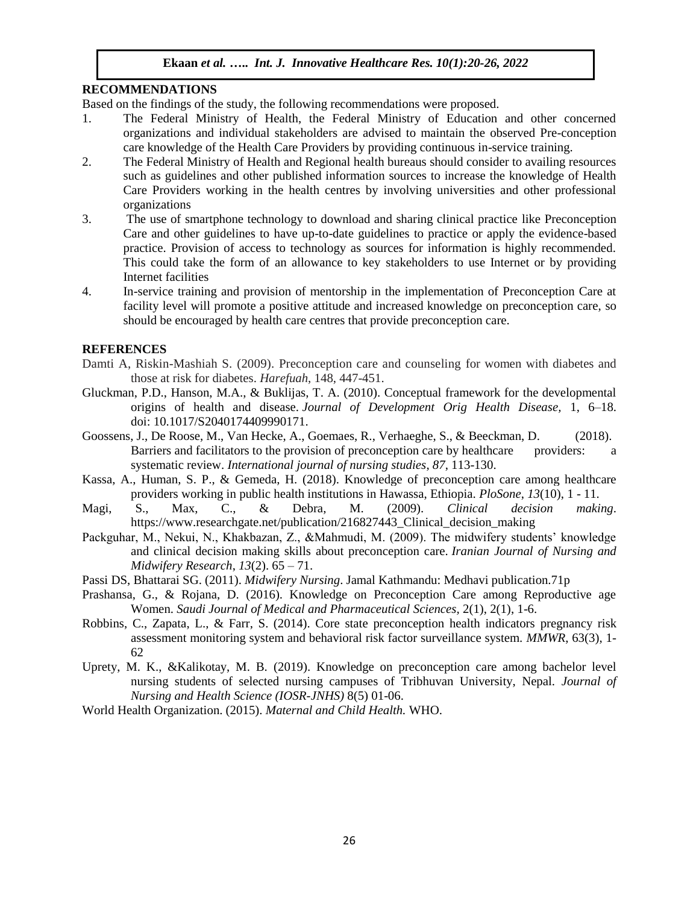## RECOMMENDATIONS

Based on the findings of the study, the following recommendations were proposed.

1. The Federal Ministry of Health, the Federal Ministry of Education and other concerned organizations and individual stakeholders are advised to maintain the observed Pre-conception care knowledge of the Health Care Providers by providing continuous in-service training.
2. The Federal Ministry of Health and Regional health bureaus should consider to availing resources such as guidelines and other published information sources to increase the knowledge of Health Care Providers working in the health centres by involving universities and other professional organizations
3. The use of smartphone technology to download and sharing clinical practice like Preconception Care and other guidelines to have up-to-date guidelines to practice or apply the evidence-based practice. Provision of access to technology as sources for information is highly recommended. This could take the form of an allowance to key stakeholders to use Internet or by providing Internet facilities
4. In-service training and provision of mentorship in the implementation of Preconception Care at facility level will promote a positive attitude and increased knowledge on preconception care, so should be encouraged by health care centres that provide preconception care.

## REFERENCES

Damti A, Riskin-Mashiah S. (2009). Preconception care and counseling for women with diabetes and those at risk for diabetes. *Harefuah*, 148, 447-451.

Gluckman, P.D., Hanson, M.A., & Buklijas, T. A. (2010). Conceptual framework for the developmental origins of health and disease. *Journal of Development Orig Health Disease,* 1, 6–18. doi: 10.1017/S2040174409990171.

Goossens, J., De Roose, M., Van Hecke, A., Goemaes, R., Verhaeghe, S., & Beeckman, D. (2018). Barriers and facilitators to the provision of preconception care by healthcare providers: a systematic review. *International journal of nursing studies*, *87*, 113-130.

Kassa, A., Human, S. P., & Gemeda, H. (2018). Knowledge of preconception care among healthcare providers working in public health institutions in Hawassa, Ethiopia. *PloSone*, *13*(10), 1 - 11.

Magi, S., Max, C., & Debra, M. (2009). *Clinical decision making*. https://www.researchgate.net/publication/216827443_Clinical_decision_making

Packguhar, M., Nekui, N., Khakbazan, Z., &Mahmudi, M. (2009). The midwifery students' knowledge and clinical decision making skills about preconception care. *Iranian Journal of Nursing and Midwifery Research*, *13*(2). 65 – 71.

Passi DS, Bhattarai SG. (2011). *Midwifery Nursing*. Jamal Kathmandu: Medhavi publication.71p

Prashansa, G., & Rojana, D. (2016). Knowledge on Preconception Care among Reproductive age Women. *Saudi Journal of Medical and Pharmaceutical Sciences,* 2(1), 2(1), 1-6.

Robbins, C., Zapata, L., & Farr, S. (2014). Core state preconception health indicators pregnancy risk assessment monitoring system and behavioral risk factor surveillance system. *MMWR*, 63(3), 1-62

Uprety, M. K., &Kalikotay, M. B. (2019). Knowledge on preconception care among bachelor level nursing students of selected nursing campuses of Tribhuvan University, Nepal. *Journal of Nursing and Health Science (IOSR-JNHS)* 8(5) 01-06.

World Health Organization. (2015). *Maternal and Child Health.* WHO.